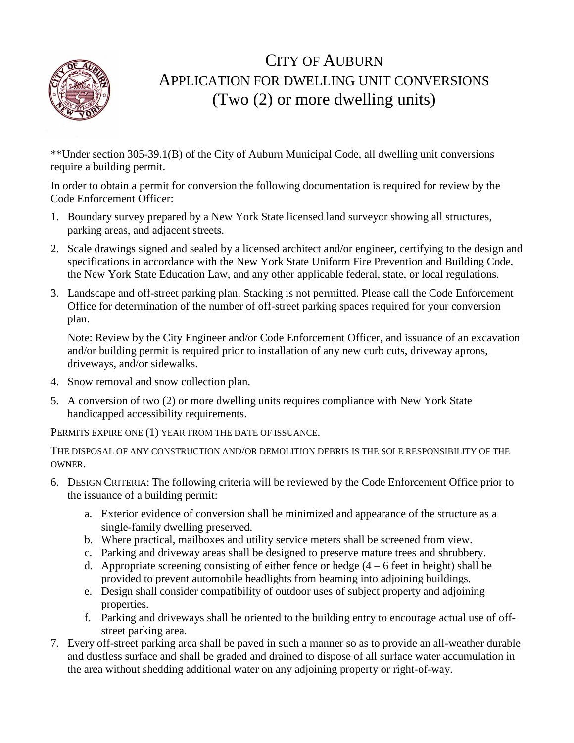# CITY OF AUBURN
## APPLICATION FOR DWELLING UNIT CONVERSIONS
## (Two (2) or more dwelling units)

**Under section 305-39.1(B) of the City of Auburn Municipal Code, all dwelling unit conversions require a building permit.

In order to obtain a permit for conversion the following documentation is required for review by the Code Enforcement Officer:

1. Boundary survey prepared by a New York State licensed land surveyor showing all structures, parking areas, and adjacent streets.
2. Scale drawings signed and sealed by a licensed architect and/or engineer, certifying to the design and specifications in accordance with the New York State Uniform Fire Prevention and Building Code, the New York State Education Law, and any other applicable federal, state, or local regulations.
3. Landscape and off-street parking plan. Stacking is not permitted. Please call the Code Enforcement Office for determination of the number of off-street parking spaces required for your conversion plan.

   Note: Review by the City Engineer and/or Code Enforcement Officer, and issuance of an excavation and/or building permit is required prior to installation of any new curb cuts, driveway aprons, driveways, and/or sidewalks.
4. Snow removal and snow collection plan.
5. A conversion of two (2) or more dwelling units requires compliance with New York State handicapped accessibility requirements.

PERMITS EXPIRE ONE (1) YEAR FROM THE DATE OF ISSUANCE.

THE DISPOSAL OF ANY CONSTRUCTION AND/OR DEMOLITION DEBRIS IS THE SOLE RESPONSIBILITY OF THE OWNER.

6. DESIGN CRITERIA: The following criteria will be reviewed by the Code Enforcement Office prior to the issuance of a building permit:
   a. Exterior evidence of conversion shall be minimized and appearance of the structure as a single-family dwelling preserved.
   b. Where practical, mailboxes and utility service meters shall be screened from view.
   c. Parking and driveway areas shall be designed to preserve mature trees and shrubbery.
   d. Appropriate screening consisting of either fence or hedge (4 – 6 feet in height) shall be provided to prevent automobile headlights from beaming into adjoining buildings.
   e. Design shall consider compatibility of outdoor uses of subject property and adjoining properties.
   f. Parking and driveways shall be oriented to the building entry to encourage actual use of off-street parking area.
7. Every off-street parking area shall be paved in such a manner so as to provide an all-weather durable and dustless surface and shall be graded and drained to dispose of all surface water accumulation in the area without shedding additional water on any adjoining property or right-of-way.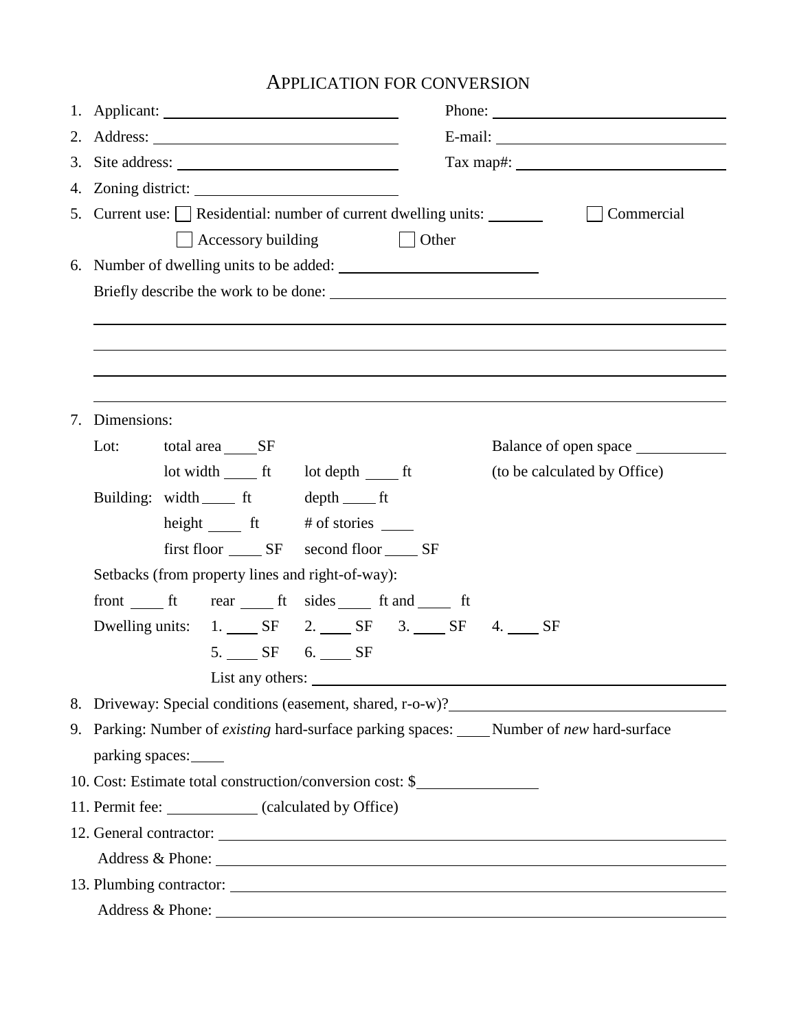# APPLICATION FOR CONVERSION

1. Applicant: ______________________________ Phone: ______________________________
2. Address: ______________________________ E-mail: ______________________________
3. Site address: ______________________________ Tax map#: ______________________________
4. Zoning district: ______________________________
5. Current use: ☐ Residential: number of current dwelling units: _______ ☐ Commercial

   ☐ Accessory building ☐ Other
6. Number of dwelling units to be added: ______________________________

   Briefly describe the work to be done: ______________________________

   ______________________________________________________________________

   ______________________________________________________________________

   ______________________________________________________________________

   ______________________________________________________________________
7. Dimensions:

   Lot: total area ____SF Balance of open space ___________

   lot width ____ ft lot depth ____ ft (to be calculated by Office)

   Building: width ____ ft depth ____ ft

   height ____ ft # of stories ____

   first floor ____ SF second floor ____ SF

   Setbacks (from property lines and right-of-way):

   front ____ ft rear ____ ft sides ____ ft and ____ ft

   Dwelling units: 1. ____ SF 2. ____ SF 3. ____ SF 4. ____ SF

   5. ____ SF 6. ____ SF

   List any others: ______________________________
8. Driveway: Special conditions (easement, shared, r-o-w)? ______________________________
9. Parking: Number of *existing* hard-surface parking spaces: ____ Number of *new* hard-surface parking spaces: ____
10. Cost: Estimate total construction/conversion cost: $_______________
11. Permit fee: ___________ (calculated by Office)
12. General contractor: ______________________________

    Address & Phone: ______________________________
13. Plumbing contractor: ______________________________

    Address & Phone: ______________________________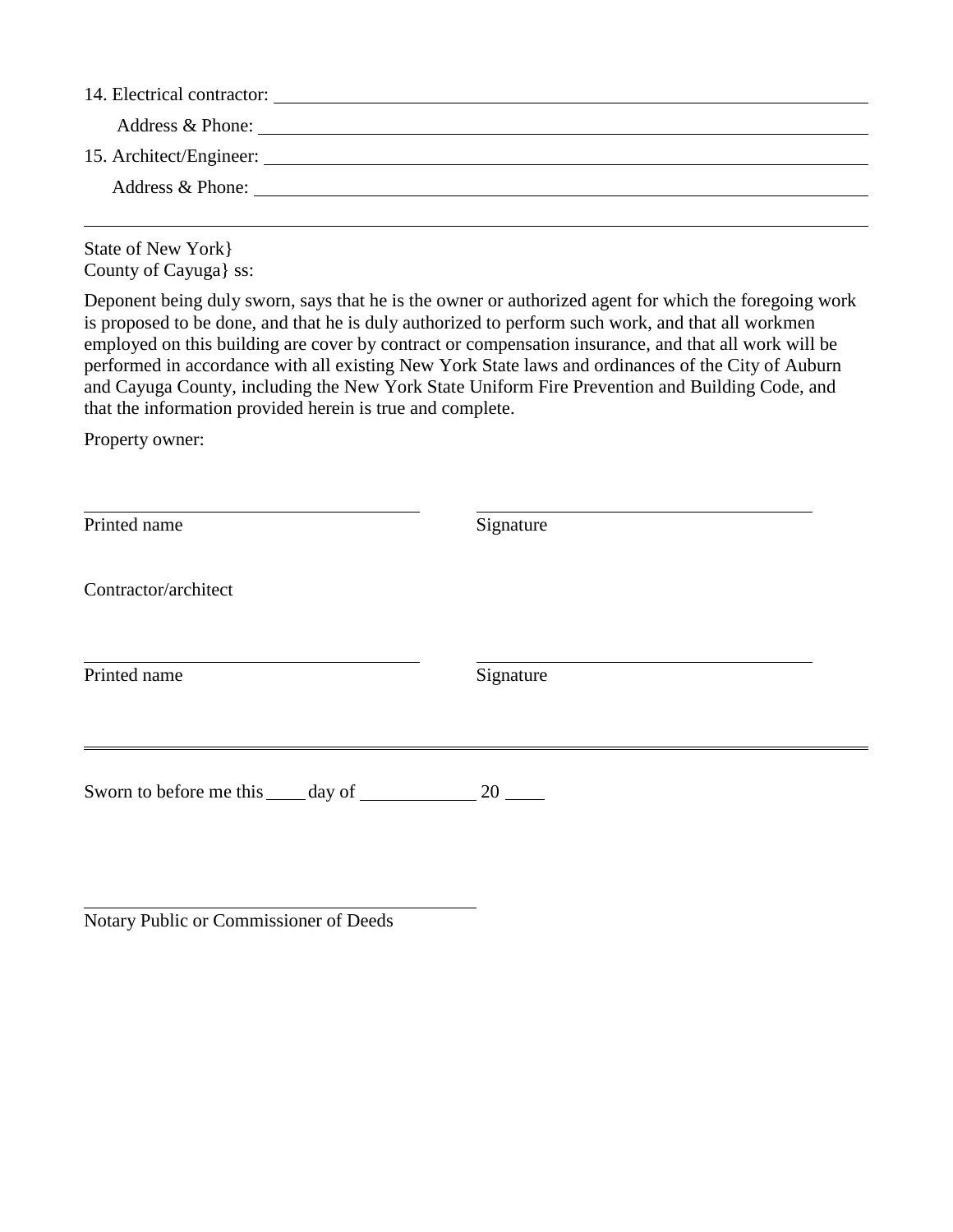14. Electrical contractor: ______________________________________________

Address & Phone: ______________________________________________

15. Architect/Engineer: ______________________________________________

Address & Phone: ______________________________________________

---

State of New York}
County of Cayuga} ss:

Deponent being duly sworn, says that he is the owner or authorized agent for which the foregoing work is proposed to be done, and that he is duly authorized to perform such work, and that all workmen employed on this building are cover by contract or compensation insurance, and that all work will be performed in accordance with all existing New York State laws and ordinances of the City of Auburn and Cayuga County, including the New York State Uniform Fire Prevention and Building Code, and that the information provided herein is true and complete.

Property owner:

______________________________ ______________________________
Printed name Signature

Contractor/architect

______________________________ ______________________________
Printed name Signature

---

Sworn to before me this ____ day of ____________ 20 ____

______________________________
Notary Public or Commissioner of Deeds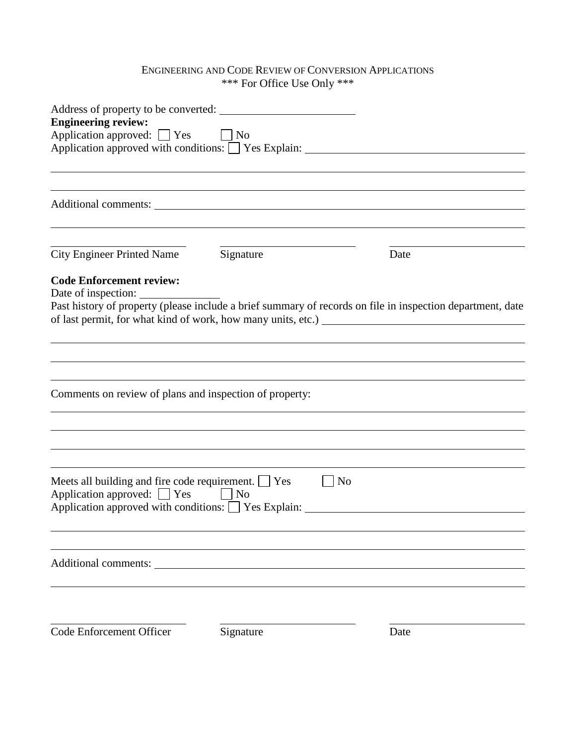ENGINEERING AND CODE REVIEW OF CONVERSION APPLICATIONS

\*\*\* For Office Use Only \*\*\*

Address of property to be converted: ______________________

**Engineering review:**

Application approved: ☐ Yes ☐ No

Application approved with conditions: ☐ Yes Explain: ______________________________________

______________________________________________________________________________

______________________________________________________________________________

Additional comments: _____________________________________________________________

______________________________________________________________________________

______________________ ______________________ ______________________

City Engineer Printed Name Signature Date

**Code Enforcement review:**

Date of inspection: ______________

Past history of property (please include a brief summary of records on file in inspection department, date of last permit, for what kind of work, how many units, etc.) ______________________________

______________________________________________________________________________

______________________________________________________________________________

______________________________________________________________________________

Comments on review of plans and inspection of property:

______________________________________________________________________________

______________________________________________________________________________

______________________________________________________________________________

______________________________________________________________________________

Meets all building and fire code requirement. ☐ Yes ☐ No

Application approved: ☐ Yes ☐ No

Application approved with conditions: ☐ Yes Explain: ______________________________________

______________________________________________________________________________

______________________________________________________________________________

Additional comments: _____________________________________________________________

______________________________________________________________________________

______________________ ______________________ ______________________

Code Enforcement Officer Signature Date